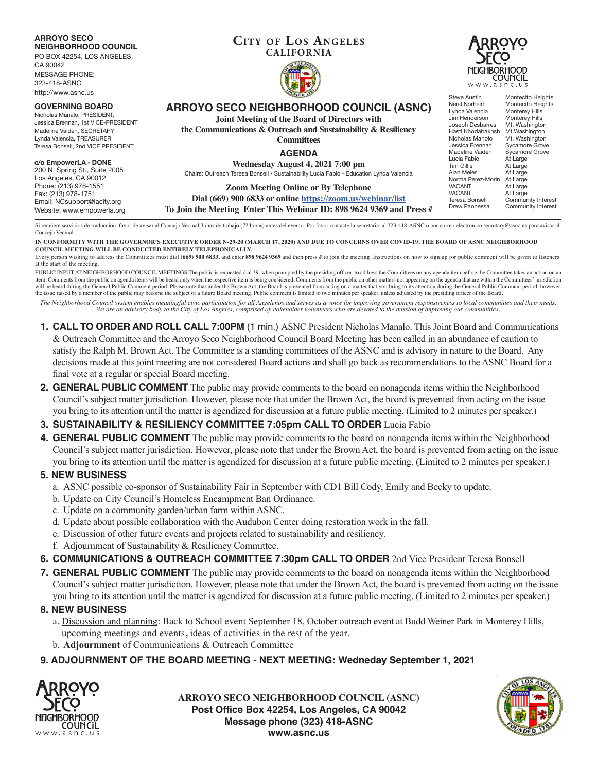**ARROYO SECO NEIGHBORHOOD COUNCIL**
PO BOX 42254, LOS ANGELES, CA 90042
MESSAGE PHONE: 323-418-ASNC
http://www.asnc.us

**GOVERNING BOARD**
Nicholas Manalo, PRESIDENT,
Jessica Brennan, 1st VICE-PRESIDENT
Madeline Vaiden, SECRETARY
Lynda Valencia, TREASURER
Teresa Bonsell, 2nd VICE PRESIDENT

**c/o EmpowerLA - DONE**
200 N. Spring St., Suite 2005
Los Angeles, CA 90012
Phone: (213) 978-1551
Fax: (213) 978-1751
Email: NCsupport@lacity.org
Website: www.empowerla.org

**CITY OF LOS ANGELES**
**CALIFORNIA**

| | |
|---|---|
| Steve Austin | Montecito Heights |
| Neiel Norheim | Montecito Heights |
| Lynda Valencia | Monterey Hills |
| Jim Henderson | Monterey Hills |
| Joseph Desbarres | Mt. Washington |
| Hasti Khodabakhsh | Mt Washington |
| Nicholas Manolo | Mt. Washington |
| Jessica Brennan | Sycamore Grove |
| Madeline Vaiden | Sycamore Grove |
| Lucia Fabio | At Large |
| Tim Gillis | At Large |
| Alan Meier | At Large |
| Norma Perez-Morin | At Large |
| VACANT | At Large |
| VACANT | At Large |
| Teresa Bonsell | Community Interest |
| Drew Paonessa | Community Interest |

# ARROYO SECO NEIGHBORHOOD COUNCIL (ASNC)

**Joint Meeting of the Board of Directors with the Communications & Outreach and Sustainability & Resiliency Committees**

## AGENDA

**Wednesday August 4, 2021 7:00 pm**

Chairs: Outreach Teresa Bonsell • Sustainability Lucia Fabio • Education Lynda Valencia

**Zoom Meeting Online or By Telephone**
**Dial (669) 900 6833 or online https://zoom.us/webinar/list**
**To Join the Meeting Enter This Webinar ID: 898 9624 9369 and Press #**

Si requiere servicios de traducción, favor de avisar al Concejo Vecinal 3 días de trabajo (72 horas) antes del evento. Por favor contacte la secretaria, al 323-418-ASNC o por correo electrónico secretary@asnc.us para avisar al Concejo Vecinal.

**IN CONFORMITY WITH THE GOVERNOR'S EXECUTIVE ORDER N-29-20 (MARCH 17, 2020) AND DUE TO CONCERNS OVER COVID-19, THE BOARD OF ASNC NEIGHBORHOOD COUNCIL MEETING WILL BE CONDUCTED ENTIRELY TELEPHONICALLY.**

Every person wishing to address the Committees must dial **(669) 900 6833**, and enter **898 9624 9369** and then press # to join the meeting. Instructions on how to sign up for public comment will be given to listeners at the start of the meeting.

PUBLIC INPUT AT NEIGHBORHOOD COUNCIL MEETINGS The public is requested dial *9, when prompted by the presiding officer, to address the Committees on any agenda item before the Committee takes an action on an item. Comments from the public on agenda items will be heard only when the respective item is being considered. Comments from the public on other matters not appearing on the agenda that are within the Committees' jurisdiction will be heard during the General Public Comment period. Please note that under the Brown Act, the Board is prevented from acting on a matter that you bring to its attention during the General Public Comment period; however, the issue raised by a member of the public may become the subject of a future Board meeting. Public comment is limited to two minutes per speaker, unless adjusted by the presiding officer of the Board.

*The Neighborhood Council system enables meaningful civic participation for all Angelenos and serves as a voice for improving government responsiveness to local communities and their needs. We are an advisory body to the City of Los Angeles, comprised of stakeholder volunteers who are devoted to the mission of improving our communities.*

1. **CALL TO ORDER AND ROLL CALL 7:00PM** (1 min.) ASNC President Nicholas Manalo. This Joint Board and Communications & Outreach Committee and the Arroyo Seco Neighborhood Council Board Meeting has been called in an abundance of caution to satisfy the Ralph M. Brown Act. The Committee is a standing committees of the ASNC and is advisory in nature to the Board. Any decisions made at this joint meeting are not considered Board actions and shall go back as recommendations to the ASNC Board for a final vote at a regular or special Board meeting.
2. **GENERAL PUBLIC COMMENT** The public may provide comments to the board on nonagenda items within the Neighborhood Council's subject matter jurisdiction. However, please note that under the Brown Act, the board is prevented from acting on the issue you bring to its attention until the matter is agendized for discussion at a future public meeting. (Limited to 2 minutes per speaker.)
3. **SUSTAINABILITY & RESILIENCY COMMITTEE 7:05pm CALL TO ORDER** Lucia Fabio
4. **GENERAL PUBLIC COMMENT** The public may provide comments to the board on nonagenda items within the Neighborhood Council's subject matter jurisdiction. However, please note that under the Brown Act, the board is prevented from acting on the issue you bring to its attention until the matter is agendized for discussion at a future public meeting. (Limited to 2 minutes per speaker.)
5. **NEW BUSINESS**
   a. ASNC possible co-sponsor of Sustainability Fair in September with CD1 Bill Cody, Emily and Becky to update.
   b. Update on City Council's Homeless Encampment Ban Ordinance.
   c. Update on a community garden/urban farm within ASNC.
   d. Update about possible collaboration with the Audubon Center doing restoration work in the fall.
   e. Discussion of other future events and projects related to sustainability and resiliency.
   f. Adjournment of Sustainability & Resiliency Committee.
6. **COMMUNICATIONS & OUTREACH COMMITTEE 7:30pm CALL TO ORDER** 2nd Vice President Teresa Bonsell
7. **GENERAL PUBLIC COMMENT** The public may provide comments to the board on nonagenda items within the Neighborhood Council's subject matter jurisdiction. However, please note that under the Brown Act, the board is prevented from acting on the issue you bring to its attention until the matter is agendized for discussion at a future public meeting. (Limited to 2 minutes per speaker.)
8. **NEW BUSINESS**
   a. Discussion and planning: Back to School event September 18, October outreach event at Budd Weiner Park in Monterey Hills, upcoming meetings and events**,** ideas of activities in the rest of the year.
   b. **Adjournment** of Communications & Outreach Committee
9. **ADJOURNMENT OF THE BOARD MEETING - NEXT MEETING: Wedneday September 1, 2021**

**ARROYO SECO NEIGHBORHOOD COUNCIL (ASNC)**
**Post Office Box 42254, Los Angeles, CA 90042**
**Message phone (323) 418-ASNC**
**www.asnc.us**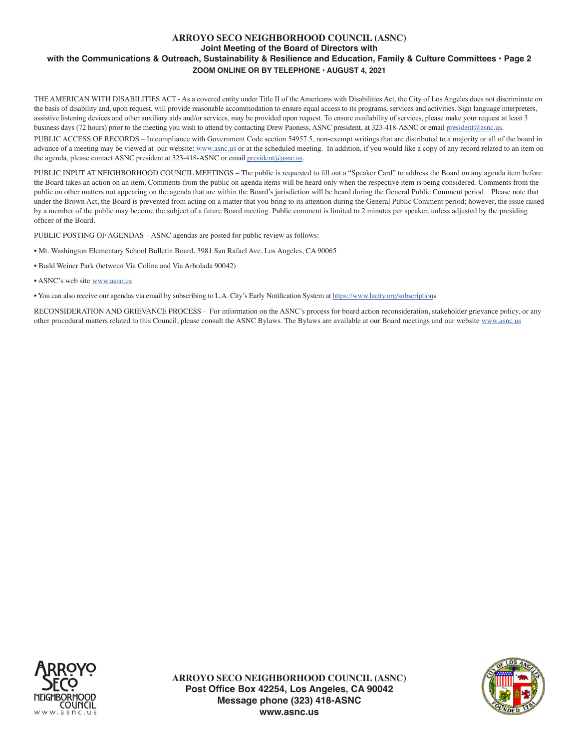THE AMERICAN WITH DISABILITIES ACT - As a covered entity under Title II of the Americans with Disabilities Act, the City of Los Angeles does not discriminate on the basis of disability and, upon request, will provide reasonable accommodation to ensure equal access to its programs, services and activities. Sign language interpreters, assistive listening devices and other auxiliary aids and/or services, may be provided upon request. To ensure availability of services, please make your request at least 3 business days (72 hours) prior to the meeting you wish to attend by contacting Drew Paoness, ASNC president, at 323-418-ASNC or email president@asnc.us.

PUBLIC ACCESS OF RECORDS – In compliance with Government Code section 54957.5, non-exempt writings that are distributed to a majority or all of the board in advance of a meeting may be viewed at our website: www.asnc.us or at the scheduled meeting. In addition, if you would like a copy of any record related to an item on the agenda, please contact ASNC president at 323-418-ASNC or email president@asnc.us.

PUBLIC INPUT AT NEIGHBORHOOD COUNCIL MEETINGS – The public is requested to fill out a "Speaker Card" to address the Board on any agenda item before the Board takes an action on an item. Comments from the public on agenda items will be heard only when the respective item is being considered. Comments from the public on other matters not appearing on the agenda that are within the Board's jurisdiction will be heard during the General Public Comment period. Please note that under the Brown Act, the Board is prevented from acting on a matter that you bring to its attention during the General Public Comment period; however, the issue raised by a member of the public may become the subject of a future Board meeting. Public comment is limited to 2 minutes per speaker, unless adjusted by the presiding officer of the Board.

PUBLIC POSTING OF AGENDAS – ASNC agendas are posted for public review as follows:

- Mt. Washington Elementary School Bulletin Board, 3981 San Rafael Ave, Los Angeles, CA 90065
- Budd Weiner Park (between Via Colina and Via Arbolada 90042)
- ASNC's web site www.asnc.us
- You can also receive our agendas via email by subscribing to L.A. City's Early Notification System at https://www.lacity.org/subscriptions

RECONSIDERATION AND GRIEVANCE PROCESS - For information on the ASNC's process for board action reconsideration, stakeholder grievance policy, or any other procedural matters related to this Council, please consult the ASNC Bylaws. The Bylaws are available at our Board meetings and our website www.asnc.us

**ARROYO SECO NEIGHBORHOOD COUNCIL (ASNC)**
**Post Office Box 42254, Los Angeles, CA 90042**
**Message phone (323) 418-ASNC**
**www.asnc.us**